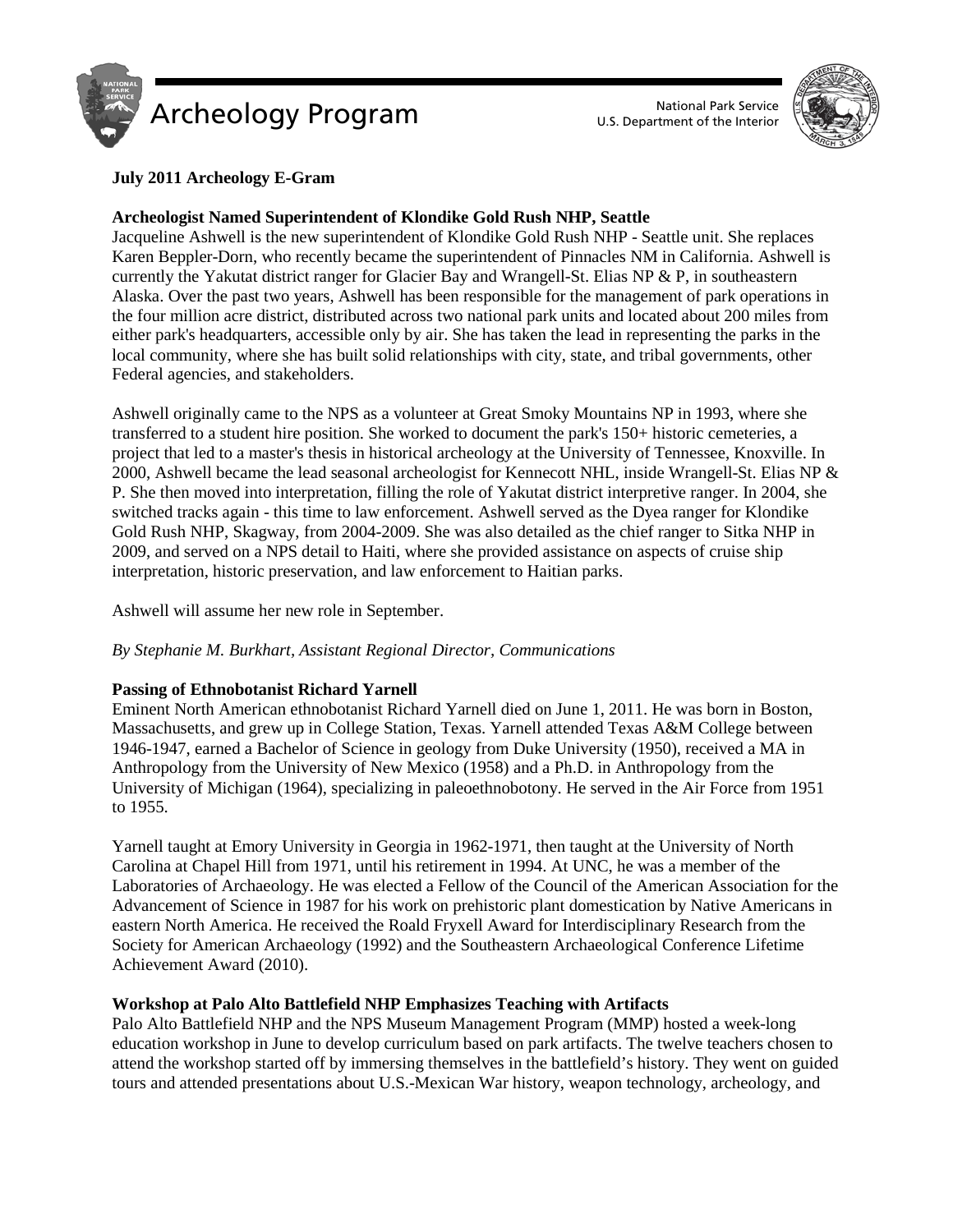# Archeology Program

National Park Service
U.S. Department of the Interior

**July 2011 Archeology E-Gram**

**Archeologist Named Superintendent of Klondike Gold Rush NHP, Seattle**

Jacqueline Ashwell is the new superintendent of Klondike Gold Rush NHP - Seattle unit. She replaces Karen Beppler-Dorn, who recently became the superintendent of Pinnacles NM in California. Ashwell is currently the Yakutat district ranger for Glacier Bay and Wrangell-St. Elias NP & P, in southeastern Alaska. Over the past two years, Ashwell has been responsible for the management of park operations in the four million acre district, distributed across two national park units and located about 200 miles from either park's headquarters, accessible only by air. She has taken the lead in representing the parks in the local community, where she has built solid relationships with city, state, and tribal governments, other Federal agencies, and stakeholders.

Ashwell originally came to the NPS as a volunteer at Great Smoky Mountains NP in 1993, where she transferred to a student hire position. She worked to document the park's 150+ historic cemeteries, a project that led to a master's thesis in historical archeology at the University of Tennessee, Knoxville. In 2000, Ashwell became the lead seasonal archeologist for Kennecott NHL, inside Wrangell-St. Elias NP & P. She then moved into interpretation, filling the role of Yakutat district interpretive ranger. In 2004, she switched tracks again - this time to law enforcement. Ashwell served as the Dyea ranger for Klondike Gold Rush NHP, Skagway, from 2004-2009. She was also detailed as the chief ranger to Sitka NHP in 2009, and served on a NPS detail to Haiti, where she provided assistance on aspects of cruise ship interpretation, historic preservation, and law enforcement to Haitian parks.

Ashwell will assume her new role in September.

*By Stephanie M. Burkhart, Assistant Regional Director, Communications*

**Passing of Ethnobotanist Richard Yarnell**

Eminent North American ethnobotanist Richard Yarnell died on June 1, 2011. He was born in Boston, Massachusetts, and grew up in College Station, Texas. Yarnell attended Texas A&M College between 1946-1947, earned a Bachelor of Science in geology from Duke University (1950), received a MA in Anthropology from the University of New Mexico (1958) and a Ph.D. in Anthropology from the University of Michigan (1964), specializing in paleoethnobotony. He served in the Air Force from 1951 to 1955.

Yarnell taught at Emory University in Georgia in 1962-1971, then taught at the University of North Carolina at Chapel Hill from 1971, until his retirement in 1994. At UNC, he was a member of the Laboratories of Archaeology. He was elected a Fellow of the Council of the American Association for the Advancement of Science in 1987 for his work on prehistoric plant domestication by Native Americans in eastern North America. He received the Roald Fryxell Award for Interdisciplinary Research from the Society for American Archaeology (1992) and the Southeastern Archaeological Conference Lifetime Achievement Award (2010).

**Workshop at Palo Alto Battlefield NHP Emphasizes Teaching with Artifacts**

Palo Alto Battlefield NHP and the NPS Museum Management Program (MMP) hosted a week-long education workshop in June to develop curriculum based on park artifacts. The twelve teachers chosen to attend the workshop started off by immersing themselves in the battlefield's history. They went on guided tours and attended presentations about U.S.-Mexican War history, weapon technology, archeology, and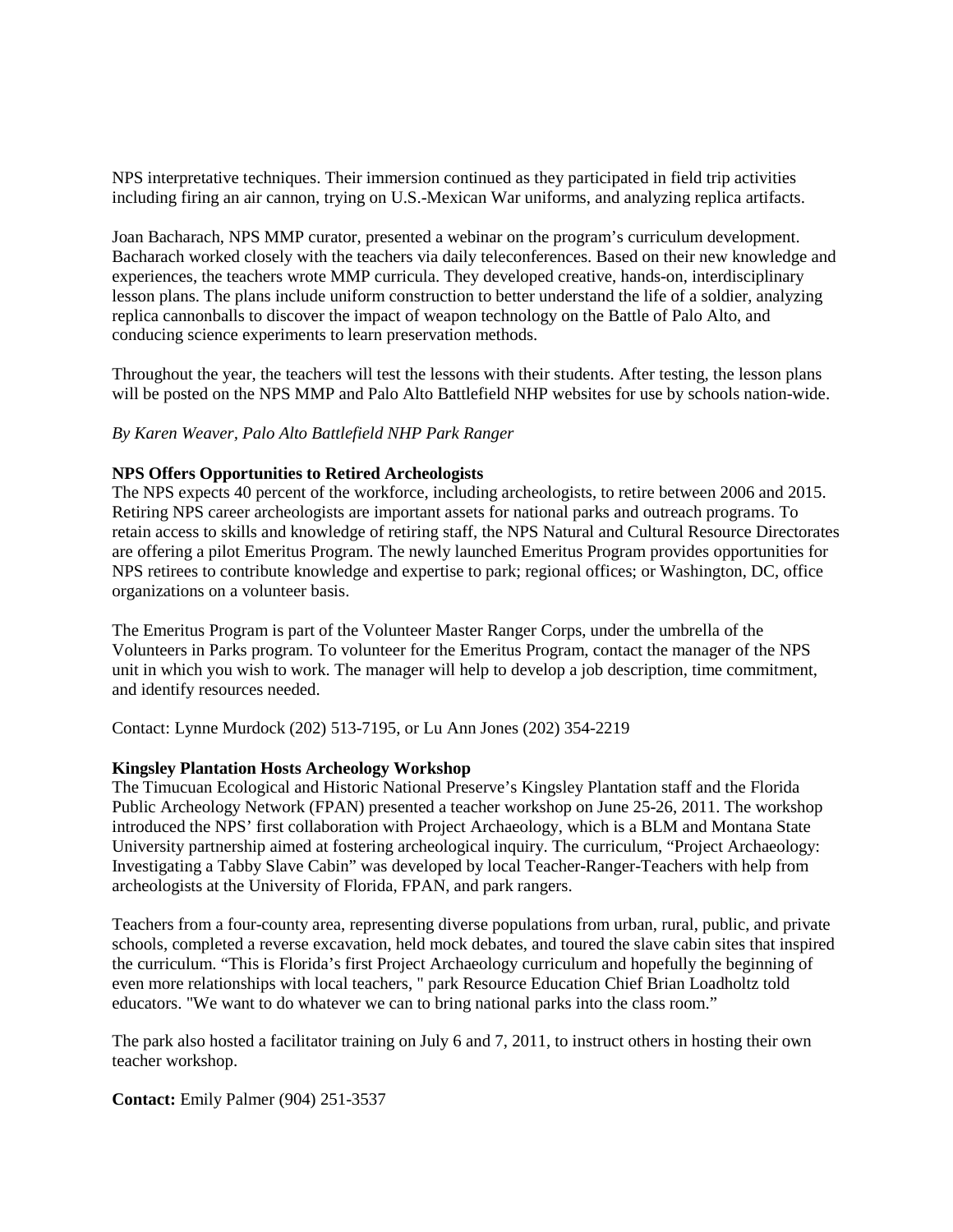NPS interpretative techniques. Their immersion continued as they participated in field trip activities including firing an air cannon, trying on U.S.-Mexican War uniforms, and analyzing replica artifacts.

Joan Bacharach, NPS MMP curator, presented a webinar on the program's curriculum development. Bacharach worked closely with the teachers via daily teleconferences. Based on their new knowledge and experiences, the teachers wrote MMP curricula. They developed creative, hands-on, interdisciplinary lesson plans. The plans include uniform construction to better understand the life of a soldier, analyzing replica cannonballs to discover the impact of weapon technology on the Battle of Palo Alto, and conducing science experiments to learn preservation methods.

Throughout the year, the teachers will test the lessons with their students. After testing, the lesson plans will be posted on the NPS MMP and Palo Alto Battlefield NHP websites for use by schools nation-wide.

*By Karen Weaver, Palo Alto Battlefield NHP Park Ranger*

**NPS Offers Opportunities to Retired Archeologists**

The NPS expects 40 percent of the workforce, including archeologists, to retire between 2006 and 2015. Retiring NPS career archeologists are important assets for national parks and outreach programs. To retain access to skills and knowledge of retiring staff, the NPS Natural and Cultural Resource Directorates are offering a pilot Emeritus Program. The newly launched Emeritus Program provides opportunities for NPS retirees to contribute knowledge and expertise to park; regional offices; or Washington, DC, office organizations on a volunteer basis.

The Emeritus Program is part of the Volunteer Master Ranger Corps, under the umbrella of the Volunteers in Parks program. To volunteer for the Emeritus Program, contact the manager of the NPS unit in which you wish to work. The manager will help to develop a job description, time commitment, and identify resources needed.

Contact: Lynne Murdock (202) 513-7195, or Lu Ann Jones (202) 354-2219

**Kingsley Plantation Hosts Archeology Workshop**

The Timucuan Ecological and Historic National Preserve's Kingsley Plantation staff and the Florida Public Archeology Network (FPAN) presented a teacher workshop on June 25-26, 2011. The workshop introduced the NPS' first collaboration with Project Archaeology, which is a BLM and Montana State University partnership aimed at fostering archeological inquiry. The curriculum, "Project Archaeology: Investigating a Tabby Slave Cabin" was developed by local Teacher-Ranger-Teachers with help from archeologists at the University of Florida, FPAN, and park rangers.

Teachers from a four-county area, representing diverse populations from urban, rural, public, and private schools, completed a reverse excavation, held mock debates, and toured the slave cabin sites that inspired the curriculum. "This is Florida's first Project Archaeology curriculum and hopefully the beginning of even more relationships with local teachers, " park Resource Education Chief Brian Loadholtz told educators. "We want to do whatever we can to bring national parks into the class room."

The park also hosted a facilitator training on July 6 and 7, 2011, to instruct others in hosting their own teacher workshop.

**Contact:** Emily Palmer (904) 251-3537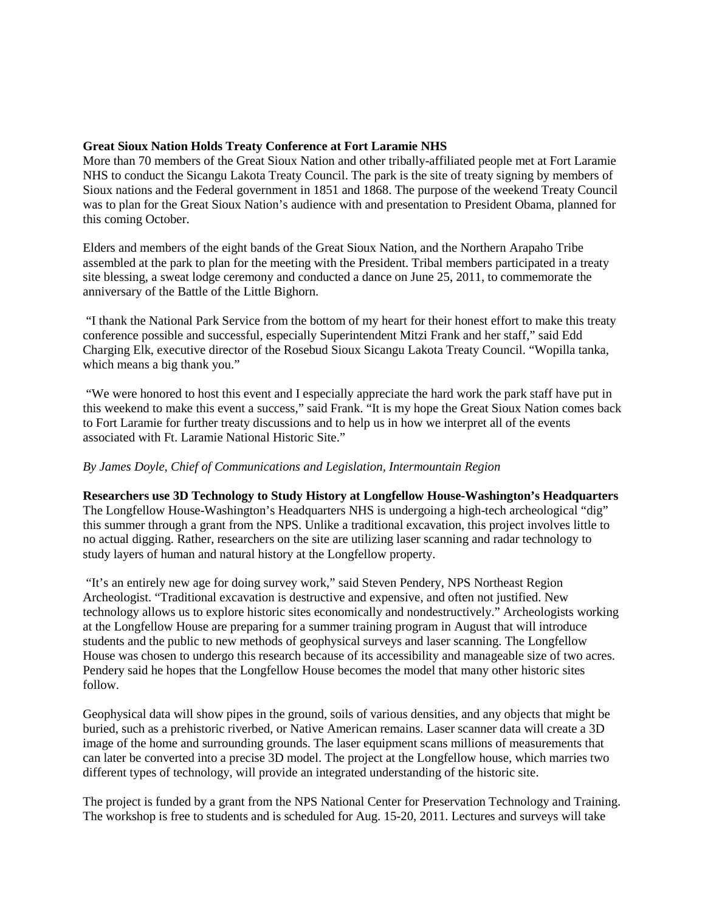**Great Sioux Nation Holds Treaty Conference at Fort Laramie NHS**

More than 70 members of the Great Sioux Nation and other tribally-affiliated people met at Fort Laramie NHS to conduct the Sicangu Lakota Treaty Council. The park is the site of treaty signing by members of Sioux nations and the Federal government in 1851 and 1868. The purpose of the weekend Treaty Council was to plan for the Great Sioux Nation's audience with and presentation to President Obama, planned for this coming October.

Elders and members of the eight bands of the Great Sioux Nation, and the Northern Arapaho Tribe assembled at the park to plan for the meeting with the President. Tribal members participated in a treaty site blessing, a sweat lodge ceremony and conducted a dance on June 25, 2011, to commemorate the anniversary of the Battle of the Little Bighorn.

"I thank the National Park Service from the bottom of my heart for their honest effort to make this treaty conference possible and successful, especially Superintendent Mitzi Frank and her staff," said Edd Charging Elk, executive director of the Rosebud Sioux Sicangu Lakota Treaty Council. "Wopilla tanka, which means a big thank you."

"We were honored to host this event and I especially appreciate the hard work the park staff have put in this weekend to make this event a success," said Frank. "It is my hope the Great Sioux Nation comes back to Fort Laramie for further treaty discussions and to help us in how we interpret all of the events associated with Ft. Laramie National Historic Site."

*By James Doyle, Chief of Communications and Legislation, Intermountain Region*

**Researchers use 3D Technology to Study History at Longfellow House-Washington's Headquarters**

The Longfellow House-Washington's Headquarters NHS is undergoing a high-tech archeological "dig" this summer through a grant from the NPS. Unlike a traditional excavation, this project involves little to no actual digging. Rather, researchers on the site are utilizing laser scanning and radar technology to study layers of human and natural history at the Longfellow property.

"It's an entirely new age for doing survey work," said Steven Pendery, NPS Northeast Region Archeologist. "Traditional excavation is destructive and expensive, and often not justified. New technology allows us to explore historic sites economically and nondestructively." Archeologists working at the Longfellow House are preparing for a summer training program in August that will introduce students and the public to new methods of geophysical surveys and laser scanning. The Longfellow House was chosen to undergo this research because of its accessibility and manageable size of two acres. Pendery said he hopes that the Longfellow House becomes the model that many other historic sites follow.

Geophysical data will show pipes in the ground, soils of various densities, and any objects that might be buried, such as a prehistoric riverbed, or Native American remains. Laser scanner data will create a 3D image of the home and surrounding grounds. The laser equipment scans millions of measurements that can later be converted into a precise 3D model. The project at the Longfellow house, which marries two different types of technology, will provide an integrated understanding of the historic site.

The project is funded by a grant from the NPS National Center for Preservation Technology and Training. The workshop is free to students and is scheduled for Aug. 15-20, 2011. Lectures and surveys will take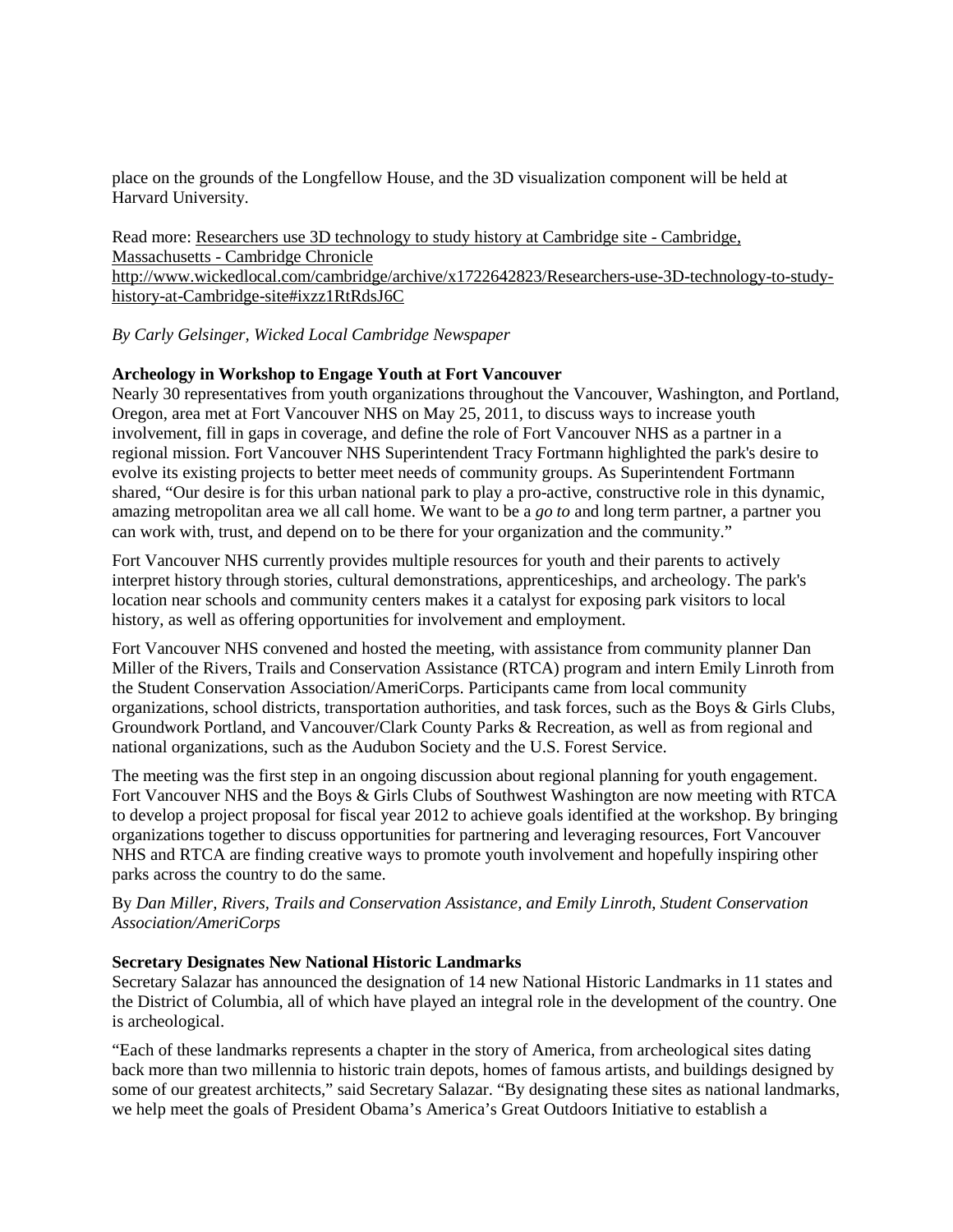place on the grounds of the Longfellow House, and the 3D visualization component will be held at Harvard University.

Read more: Researchers use 3D technology to study history at Cambridge site - Cambridge, Massachusetts - Cambridge Chronicle
http://www.wickedlocal.com/cambridge/archive/x1722642823/Researchers-use-3D-technology-to-study-history-at-Cambridge-site#ixzz1RtRdsJ6C

*By Carly Gelsinger, Wicked Local Cambridge Newspaper*

**Archeology in Workshop to Engage Youth at Fort Vancouver**

Nearly 30 representatives from youth organizations throughout the Vancouver, Washington, and Portland, Oregon, area met at Fort Vancouver NHS on May 25, 2011, to discuss ways to increase youth involvement, fill in gaps in coverage, and define the role of Fort Vancouver NHS as a partner in a regional mission. Fort Vancouver NHS Superintendent Tracy Fortmann highlighted the park's desire to evolve its existing projects to better meet needs of community groups. As Superintendent Fortmann shared, "Our desire is for this urban national park to play a pro-active, constructive role in this dynamic, amazing metropolitan area we all call home. We want to be a *go to* and long term partner, a partner you can work with, trust, and depend on to be there for your organization and the community."

Fort Vancouver NHS currently provides multiple resources for youth and their parents to actively interpret history through stories, cultural demonstrations, apprenticeships, and archeology. The park's location near schools and community centers makes it a catalyst for exposing park visitors to local history, as well as offering opportunities for involvement and employment.

Fort Vancouver NHS convened and hosted the meeting, with assistance from community planner Dan Miller of the Rivers, Trails and Conservation Assistance (RTCA) program and intern Emily Linroth from the Student Conservation Association/AmeriCorps. Participants came from local community organizations, school districts, transportation authorities, and task forces, such as the Boys & Girls Clubs, Groundwork Portland, and Vancouver/Clark County Parks & Recreation, as well as from regional and national organizations, such as the Audubon Society and the U.S. Forest Service.

The meeting was the first step in an ongoing discussion about regional planning for youth engagement. Fort Vancouver NHS and the Boys & Girls Clubs of Southwest Washington are now meeting with RTCA to develop a project proposal for fiscal year 2012 to achieve goals identified at the workshop. By bringing organizations together to discuss opportunities for partnering and leveraging resources, Fort Vancouver NHS and RTCA are finding creative ways to promote youth involvement and hopefully inspiring other parks across the country to do the same.

By *Dan Miller, Rivers, Trails and Conservation Assistance, and Emily Linroth, Student Conservation Association/AmeriCorps*

**Secretary Designates New National Historic Landmarks**

Secretary Salazar has announced the designation of 14 new National Historic Landmarks in 11 states and the District of Columbia, all of which have played an integral role in the development of the country. One is archeological.

"Each of these landmarks represents a chapter in the story of America, from archeological sites dating back more than two millennia to historic train depots, homes of famous artists, and buildings designed by some of our greatest architects," said Secretary Salazar. "By designating these sites as national landmarks, we help meet the goals of President Obama's America's Great Outdoors Initiative to establish a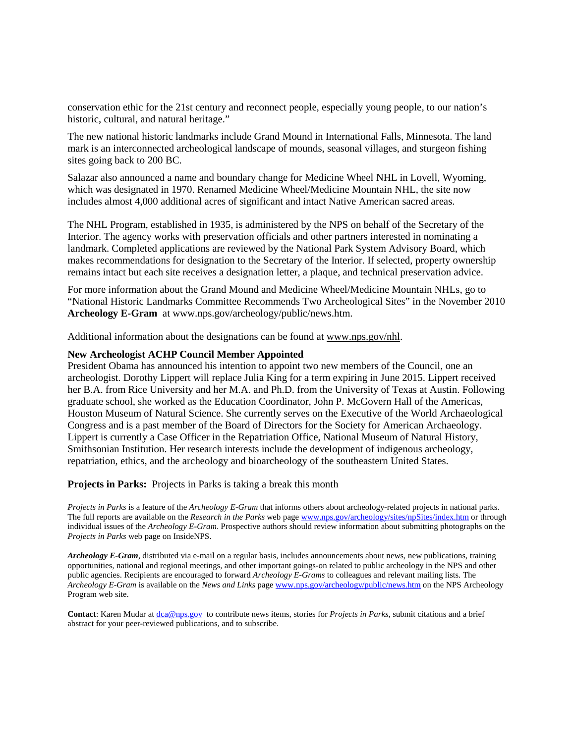conservation ethic for the 21st century and reconnect people, especially young people, to our nation's historic, cultural, and natural heritage."

The new national historic landmarks include Grand Mound in International Falls, Minnesota. The land mark is an interconnected archeological landscape of mounds, seasonal villages, and sturgeon fishing sites going back to 200 BC.

Salazar also announced a name and boundary change for Medicine Wheel NHL in Lovell, Wyoming, which was designated in 1970. Renamed Medicine Wheel/Medicine Mountain NHL, the site now includes almost 4,000 additional acres of significant and intact Native American sacred areas.

The NHL Program, established in 1935, is administered by the NPS on behalf of the Secretary of the Interior. The agency works with preservation officials and other partners interested in nominating a landmark. Completed applications are reviewed by the National Park System Advisory Board, which makes recommendations for designation to the Secretary of the Interior. If selected, property ownership remains intact but each site receives a designation letter, a plaque, and technical preservation advice.

For more information about the Grand Mound and Medicine Wheel/Medicine Mountain NHLs, go to "National Historic Landmarks Committee Recommends Two Archeological Sites" in the November 2010 **Archeology E-Gram** at www.nps.gov/archeology/public/news.htm.

Additional information about the designations can be found at www.nps.gov/nhl.

**New Archeologist ACHP Council Member Appointed**

President Obama has announced his intention to appoint two new members of the Council, one an archeologist. Dorothy Lippert will replace Julia King for a term expiring in June 2015. Lippert received her B.A. from Rice University and her M.A. and Ph.D. from the University of Texas at Austin. Following graduate school, she worked as the Education Coordinator, John P. McGovern Hall of the Americas, Houston Museum of Natural Science. She currently serves on the Executive of the World Archaeological Congress and is a past member of the Board of Directors for the Society for American Archaeology. Lippert is currently a Case Officer in the Repatriation Office, National Museum of Natural History, Smithsonian Institution. Her research interests include the development of indigenous archeology, repatriation, ethics, and the archeology and bioarcheology of the southeastern United States.

**Projects in Parks:** Projects in Parks is taking a break this month

*Projects in Parks* is a feature of the *Archeology E-Gram* that informs others about archeology-related projects in national parks. The full reports are available on the *Research in the Parks* web page www.nps.gov/archeology/sites/npSites/index.htm or through individual issues of the *Archeology E-Gram*. Prospective authors should review information about submitting photographs on the *Projects in Parks* web page on InsideNPS.

***Archeology E-Gram***, distributed via e-mail on a regular basis, includes announcements about news, new publications, training opportunities, national and regional meetings, and other important goings-on related to public archeology in the NPS and other public agencies. Recipients are encouraged to forward *Archeology E-Grams* to colleagues and relevant mailing lists. The *Archeology E-Gram* is available on the *News and Links* page www.nps.gov/archeology/public/news.htm on the NPS Archeology Program web site.

**Contact**: Karen Mudar at dca@nps.gov to contribute news items, stories for *Projects in Parks*, submit citations and a brief abstract for your peer-reviewed publications, and to subscribe.